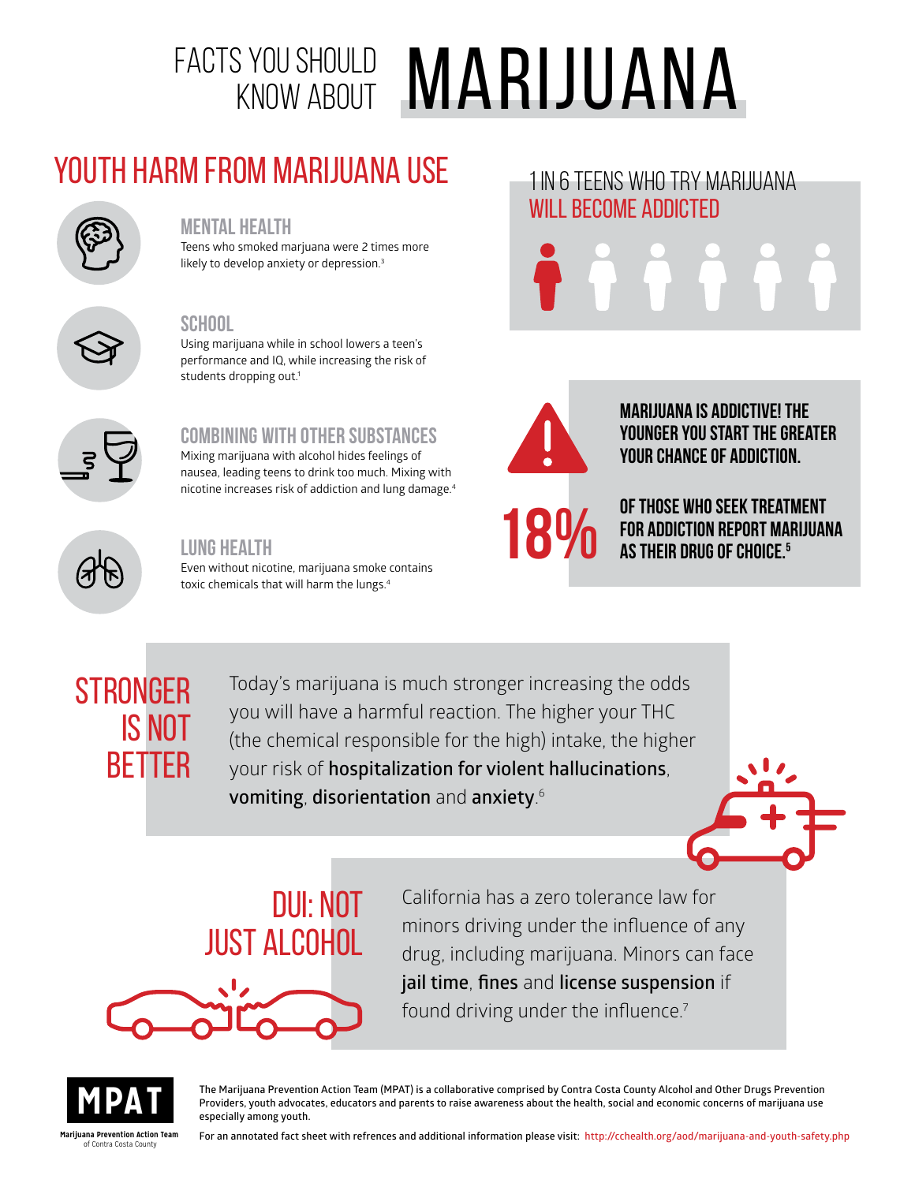# FACTS YOU SHOULD KNOW ABOUT MARIJUANA

## YOUTH HARM FROM MARIJUANA USE

### MENTAL HEALTH

Teens who smoked marjuana were 2 times more likely to develop anxiety or depression.[3]

### SCHOOL

Using marijuana while in school lowers a teen's performance and IQ, while increasing the risk of students dropping out.[1]

### COMBINING WITH OTHER SUBSTANCES

Mixing marijuana with alcohol hides feelings of nausea, leading teens to drink too much. Mixing with nicotine increases risk of addiction and lung damage.[4]

### LUNG HEALTH

Even without nicotine, marijuana smoke contains toxic chemicals that will harm the lungs.[4]

## 1 IN 6 TEENS WHO TRY MARIJUANA WILL BECOME ADDICTED

**MARIJUANA IS ADDICTIVE! THE YOUNGER YOU START THE GREATER YOUR CHANCE OF ADDICTION.**

**18%** **OF THOSE WHO SEEK TREATMENT FOR ADDICTION REPORT MARIJUANA AS THEIR DRUG OF CHOICE.[5]**

## STRONGER IS NOT BETTER

Today's marijuana is much stronger increasing the odds you will have a harmful reaction. The higher your THC (the chemical responsible for the high) intake, the higher your risk of **hospitalization for violent hallucinations**, **vomiting**, **disorientation** and **anxiety**.[6]

## DUI: NOT JUST ALCOHOL

California has a zero tolerance law for minors driving under the influence of any drug, including marijuana. Minors can face **jail time**, **fines** and **license suspension** if found driving under the influence.[7]

**MPAT**
Marijuana Prevention Action Team of Contra Costa County

The Marijuana Prevention Action Team (MPAT) is a collaborative comprised by Contra Costa County Alcohol and Other Drugs Prevention Providers, youth advocates, educators and parents to raise awareness about the health, social and economic concerns of marijuana use especially among youth.

For an annotated fact sheet with refrences and additional information please visit: http://cchealth.org/aod/marijuana-and-youth-safety.php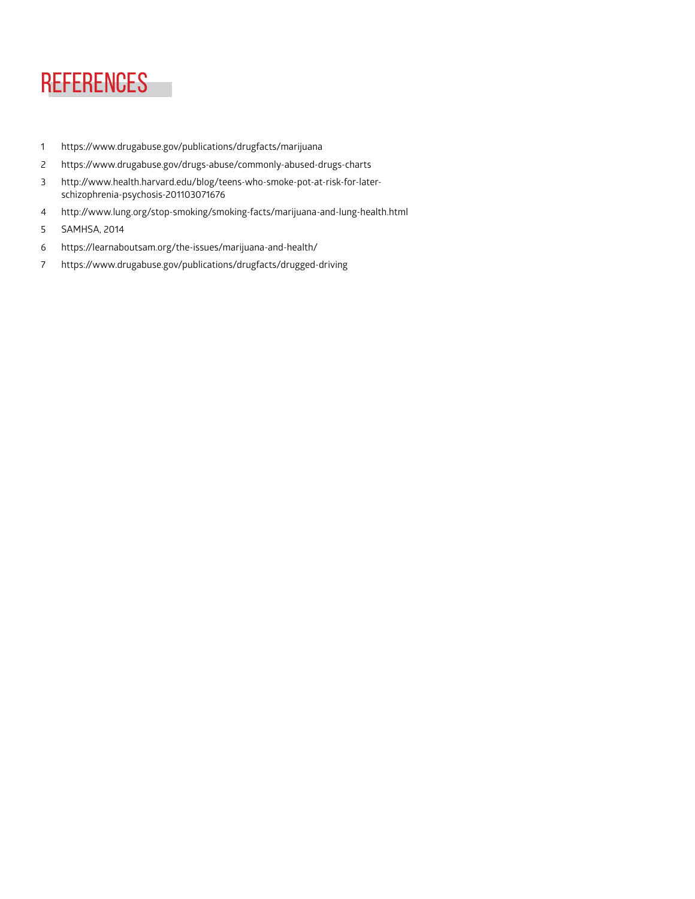# REFERENCES

1. https://www.drugabuse.gov/publications/drugfacts/marijuana
2. https://www.drugabuse.gov/drugs-abuse/commonly-abused-drugs-charts
3. http://www.health.harvard.edu/blog/teens-who-smoke-pot-at-risk-for-later-schizophrenia-psychosis-201103071676
4. http://www.lung.org/stop-smoking/smoking-facts/marijuana-and-lung-health.html
5. SAMHSA, 2014
6. https://learnaboutsam.org/the-issues/marijuana-and-health/
7. https://www.drugabuse.gov/publications/drugfacts/drugged-driving